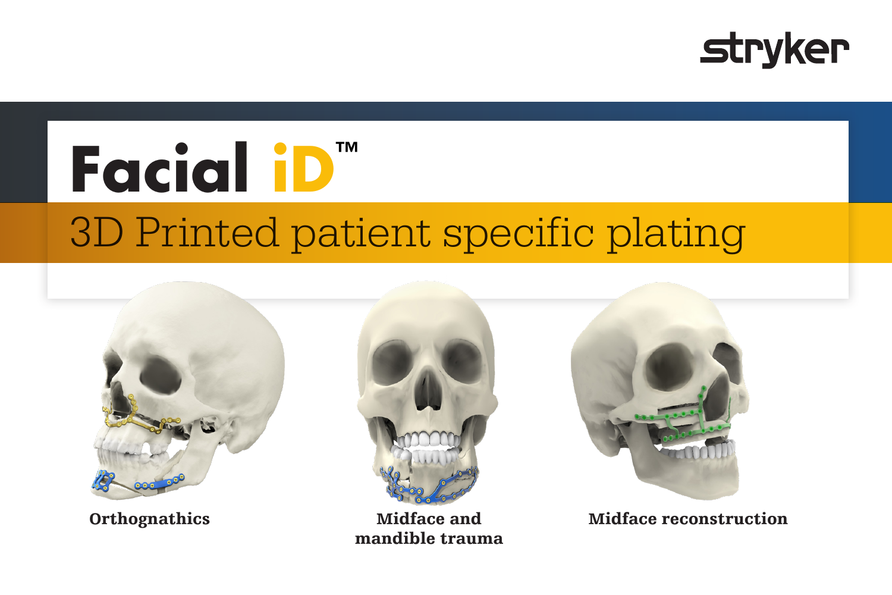stryker

# Facial iD™

## 3D Printed patient specific plating

**Orthognathics**

**Midface and mandible trauma**

**Midface reconstruction**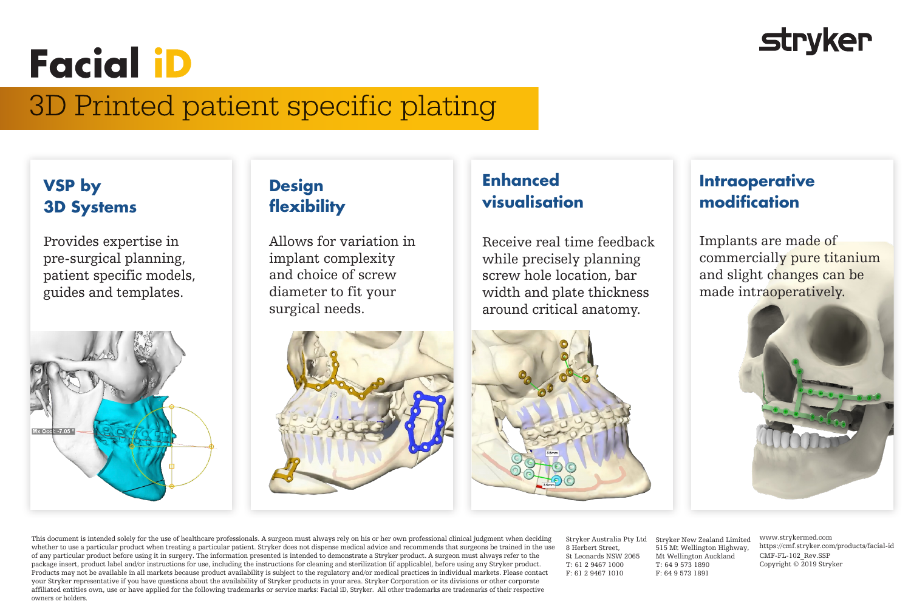# Facial iD

## 3D Printed patient specific plating

### VSP by 3D Systems

Provides expertise in pre-surgical planning, patient specific models, guides and templates.

Mx Occl: -7.05 °

### Design flexibility

Allows for variation in implant complexity and choice of screw diameter to fit your surgical needs.

### Enhanced visualisation

Receive real time feedback while precisely planning screw hole location, bar width and plate thickness around critical anatomy.

3.5mm

2.5mm

### Intraoperative modification

Implants are made of commercially pure titanium and slight changes can be made intraoperatively.

This document is intended solely for the use of healthcare professionals. A surgeon must always rely on his or her own professional clinical judgment when deciding whether to use a particular product when treating a particular patient. Stryker does not dispense medical advice and recommends that surgeons be trained in the use of any particular product before using it in surgery. The information presented is intended to demonstrate a Stryker product. A surgeon must always refer to the package insert, product label and/or instructions for use, including the instructions for cleaning and sterilization (if applicable), before using any Stryker product. Products may not be available in all markets because product availability is subject to the regulatory and/or medical practices in individual markets. Please contact your Stryker representative if you have questions about the availability of Stryker products in your area. Stryker Corporation or its divisions or other corporate affiliated entities own, use or have applied for the following trademarks or service marks: Facial iD, Stryker. All other trademarks are trademarks of their respective owners or holders.

Stryker Australia Pty Ltd
8 Herbert Street,
St Leonards NSW 2065
T: 61 2 9467 1000
F: 61 2 9467 1010

Stryker New Zealand Limited
515 Mt Wellington Highway,
Mt Wellington Auckland
T: 64 9 573 1890
F: 64 9 573 1891

www.strykermed.com
https://cmf.stryker.com/products/facial-id
CMF-FL-102_Rev.SSP
Copyright © 2019 Stryker